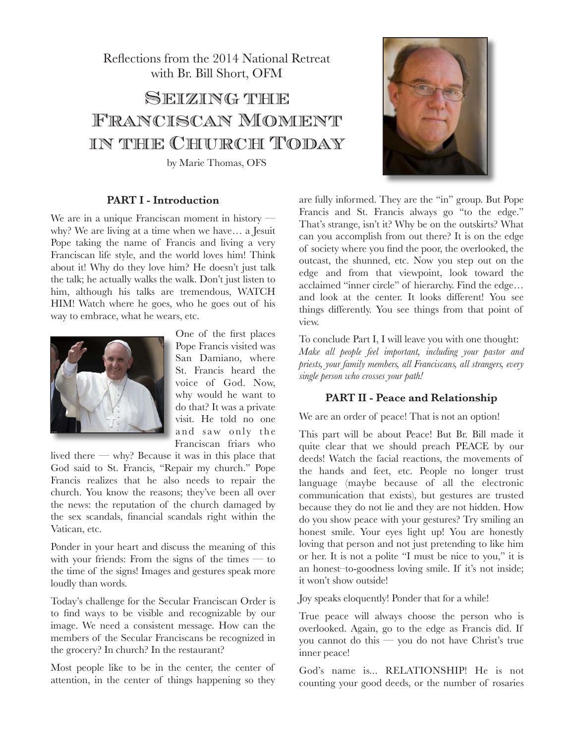Reflections from the 2014 National Retreat with Br. Bill Short, OFM

# Seizing the Franciscan Moment in the Church Today

by Marie Thomas, OFS

## PART I - Introduction

We are in a unique Franciscan moment in history — why? We are living at a time when we have… a Jesuit Pope taking the name of Francis and living a very Franciscan life style, and the world loves him! Think about it! Why do they love him? He doesn't just talk the talk; he actually walks the walk. Don't just listen to him, although his talks are tremendous, WATCH HIM! Watch where he goes, who he goes out of his way to embrace, what he wears, etc.

One of the first places Pope Francis visited was San Damiano, where St. Francis heard the voice of God. Now, why would he want to do that? It was a private visit. He told no one and saw only the Franciscan friars who lived there — why? Because it was in this place that God said to St. Francis, "Repair my church." Pope Francis realizes that he also needs to repair the church. You know the reasons; they've been all over the news: the reputation of the church damaged by the sex scandals, financial scandals right within the Vatican, etc.

Ponder in your heart and discuss the meaning of this with your friends: From the signs of the times — to the time of the signs! Images and gestures speak more loudly than words.

Today's challenge for the Secular Franciscan Order is to find ways to be visible and recognizable by our image. We need a consistent message. How can the members of the Secular Franciscans be recognized in the grocery? In church? In the restaurant?

Most people like to be in the center, the center of attention, in the center of things happening so they are fully informed. They are the "in" group. But Pope Francis and St. Francis always go "to the edge." That's strange, isn't it? Why be on the outskirts? What can you accomplish from out there? It is on the edge of society where you find the poor, the overlooked, the outcast, the shunned, etc. Now you step out on the edge and from that viewpoint, look toward the acclaimed "inner circle" of hierarchy. Find the edge… and look at the center. It looks different! You see things differently. You see things from that point of view.

To conclude Part I, I will leave you with one thought: *Make all people feel important, including your pastor and priests, your family members, all Franciscans, all strangers, every single person who crosses your path!*

## PART II - Peace and Relationship

We are an order of peace! That is not an option!

This part will be about Peace! But Br. Bill made it quite clear that we should preach PEACE by our deeds! Watch the facial reactions, the movements of the hands and feet, etc. People no longer trust language (maybe because of all the electronic communication that exists), but gestures are trusted because they do not lie and they are not hidden. How do you show peace with your gestures? Try smiling an honest smile. Your eyes light up! You are honestly loving that person and not just pretending to like him or her. It is not a polite "I must be nice to you," it is an honest–to-goodness loving smile. If it's not inside; it won't show outside!

Joy speaks eloquently! Ponder that for a while!

True peace will always choose the person who is overlooked. Again, go to the edge as Francis did. If you cannot do this — you do not have Christ's true inner peace!

God's name is... RELATIONSHIP! He is not counting your good deeds, or the number of rosaries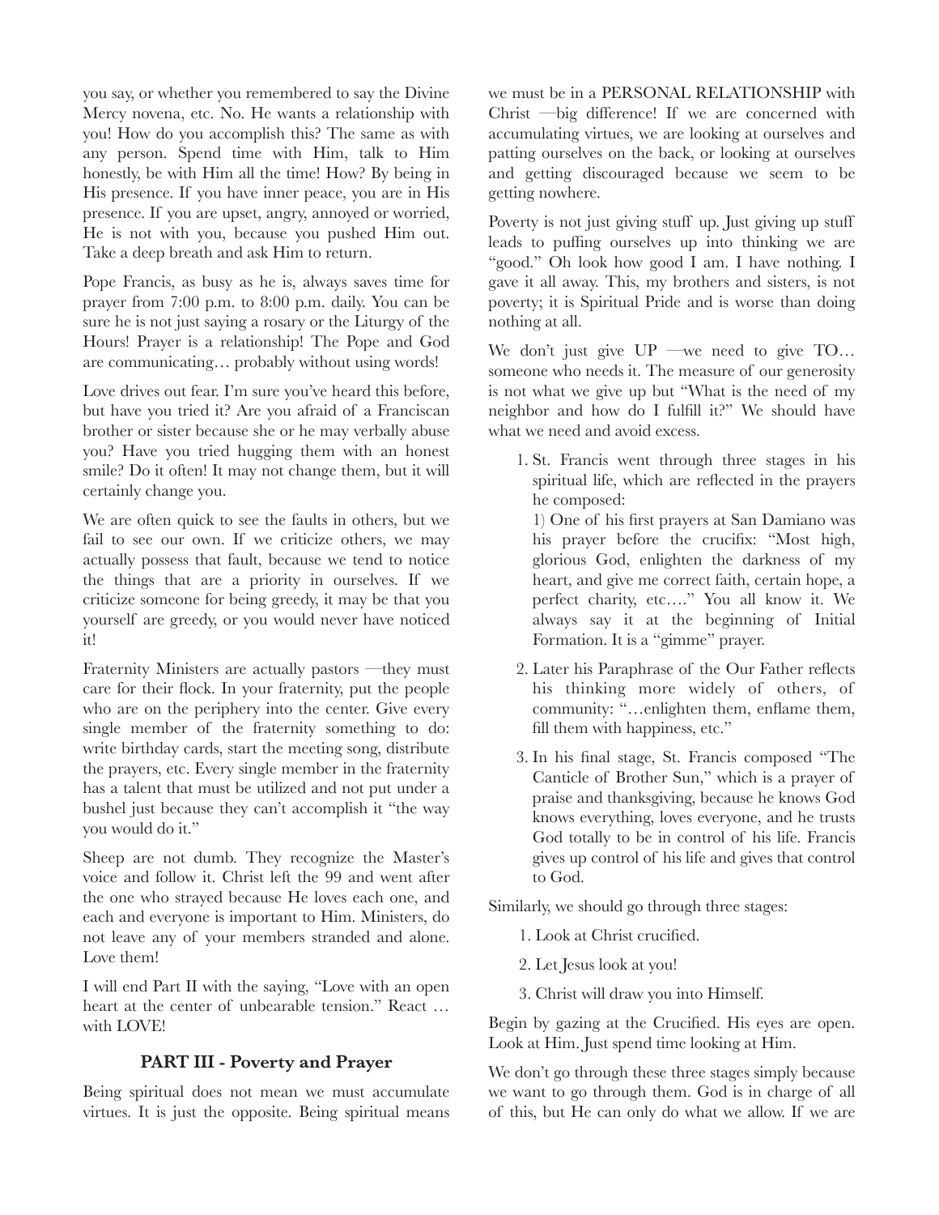you say, or whether you remembered to say the Divine Mercy novena, etc. No. He wants a relationship with you! How do you accomplish this? The same as with any person. Spend time with Him, talk to Him honestly, be with Him all the time! How? By being in His presence. If you have inner peace, you are in His presence. If you are upset, angry, annoyed or worried, He is not with you, because you pushed Him out. Take a deep breath and ask Him to return.

Pope Francis, as busy as he is, always saves time for prayer from 7:00 p.m. to 8:00 p.m. daily. You can be sure he is not just saying a rosary or the Liturgy of the Hours! Prayer is a relationship! The Pope and God are communicating… probably without using words!

Love drives out fear. I'm sure you've heard this before, but have you tried it? Are you afraid of a Franciscan brother or sister because she or he may verbally abuse you? Have you tried hugging them with an honest smile? Do it often! It may not change them, but it will certainly change you.

We are often quick to see the faults in others, but we fail to see our own. If we criticize others, we may actually possess that fault, because we tend to notice the things that are a priority in ourselves. If we criticize someone for being greedy, it may be that you yourself are greedy, or you would never have noticed it!

Fraternity Ministers are actually pastors —they must care for their flock. In your fraternity, put the people who are on the periphery into the center. Give every single member of the fraternity something to do: write birthday cards, start the meeting song, distribute the prayers, etc. Every single member in the fraternity has a talent that must be utilized and not put under a bushel just because they can't accomplish it "the way you would do it."

Sheep are not dumb. They recognize the Master's voice and follow it. Christ left the 99 and went after the one who strayed because He loves each one, and each and everyone is important to Him. Ministers, do not leave any of your members stranded and alone. Love them!

I will end Part II with the saying, "Love with an open heart at the center of unbearable tension." React … with LOVE!

## PART III - Poverty and Prayer

Being spiritual does not mean we must accumulate virtues. It is just the opposite. Being spiritual means we must be in a PERSONAL RELATIONSHIP with Christ —big difference! If we are concerned with accumulating virtues, we are looking at ourselves and patting ourselves on the back, or looking at ourselves and getting discouraged because we seem to be getting nowhere.

Poverty is not just giving stuff up. Just giving up stuff leads to puffing ourselves up into thinking we are "good." Oh look how good I am. I have nothing. I gave it all away. This, my brothers and sisters, is not poverty; it is Spiritual Pride and is worse than doing nothing at all.

We don't just give UP —we need to give TO… someone who needs it. The measure of our generosity is not what we give up but "What is the need of my neighbor and how do I fulfill it?" We should have what we need and avoid excess.

1. St. Francis went through three stages in his spiritual life, which are reflected in the prayers he composed:

   1) One of his first prayers at San Damiano was his prayer before the crucifix: "Most high, glorious God, enlighten the darkness of my heart, and give me correct faith, certain hope, a perfect charity, etc…." You all know it. We always say it at the beginning of Initial Formation. It is a "gimme" prayer.

2. Later his Paraphrase of the Our Father reflects his thinking more widely of others, of community: "…enlighten them, enflame them, fill them with happiness, etc."
3. In his final stage, St. Francis composed "The Canticle of Brother Sun," which is a prayer of praise and thanksgiving, because he knows God knows everything, loves everyone, and he trusts God totally to be in control of his life. Francis gives up control of his life and gives that control to God.

Similarly, we should go through three stages:

1. Look at Christ crucified.
2. Let Jesus look at you!
3. Christ will draw you into Himself.

Begin by gazing at the Crucified. His eyes are open. Look at Him. Just spend time looking at Him.

We don't go through these three stages simply because we want to go through them. God is in charge of all of this, but He can only do what we allow. If we are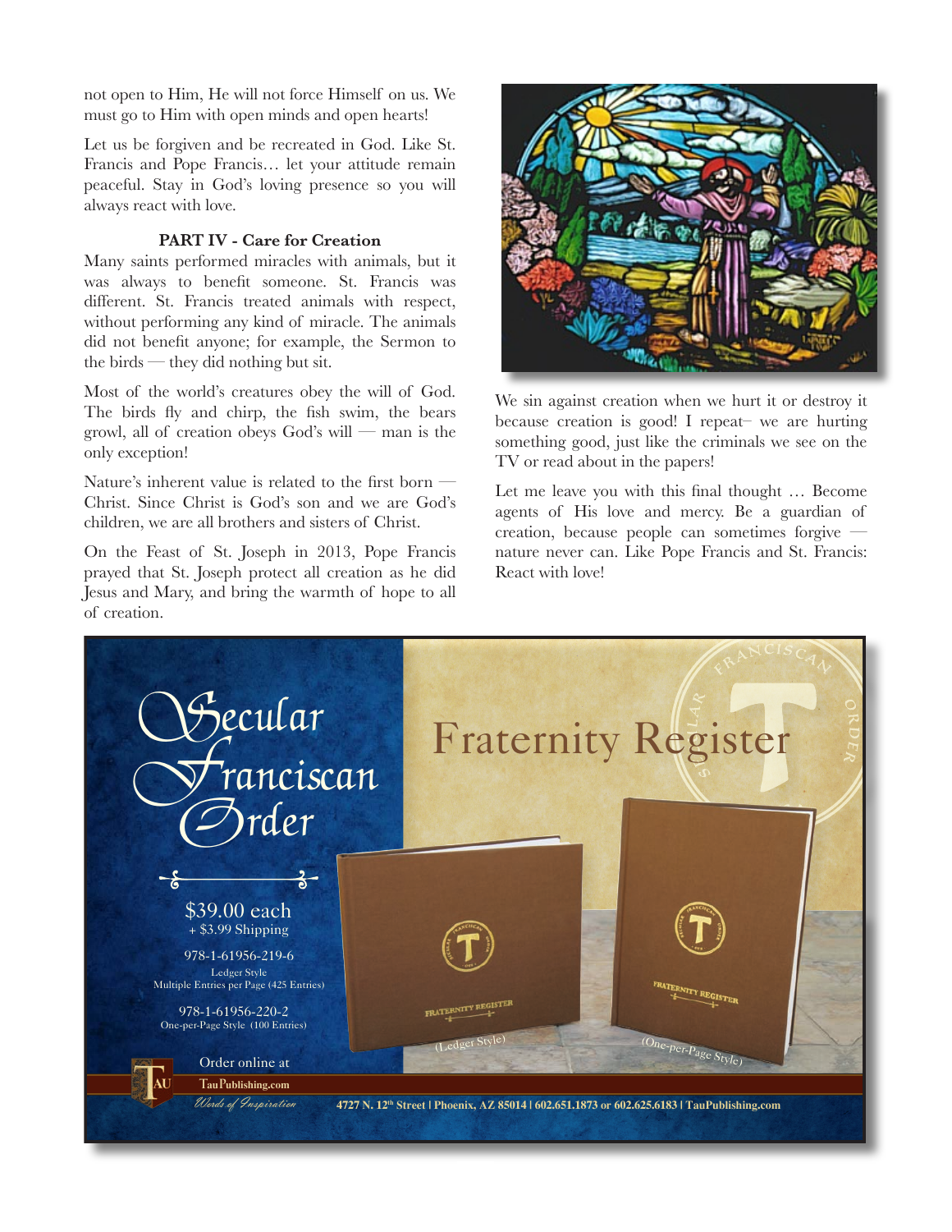not open to Him, He will not force Himself on us. We must go to Him with open minds and open hearts!

Let us be forgiven and be recreated in God. Like St. Francis and Pope Francis… let your attitude remain peaceful. Stay in God's loving presence so you will always react with love.

### PART IV - Care for Creation

Many saints performed miracles with animals, but it was always to benefit someone. St. Francis was different. St. Francis treated animals with respect, without performing any kind of miracle. The animals did not benefit anyone; for example, the Sermon to the birds — they did nothing but sit.

Most of the world's creatures obey the will of God. The birds fly and chirp, the fish swim, the bears growl, all of creation obeys God's will — man is the only exception!

Nature's inherent value is related to the first born — Christ. Since Christ is God's son and we are God's children, we are all brothers and sisters of Christ.

On the Feast of St. Joseph in 2013, Pope Francis prayed that St. Joseph protect all creation as he did Jesus and Mary, and bring the warmth of hope to all of creation.

We sin against creation when we hurt it or destroy it because creation is good! I repeat– we are hurting something good, just like the criminals we see on the TV or read about in the papers!

Let me leave you with this final thought … Become agents of His love and mercy. Be a guardian of creation, because people can sometimes forgive — nature never can. Like Pope Francis and St. Francis: React with love!

## Secular Franciscan Order

## Fraternity Register

$39.00 each
+ $3.99 Shipping

978-1-61956-219-6
Ledger Style
Multiple Entries per Page (425 Entries)

978-1-61956-220-2
One-per-Page Style (100 Entries)

(Ledger Style) (One-per-Page Style)

Order online at
TauPublishing.com

*Words of Inspiration*

4727 N. 12th Street | Phoenix, AZ 85014 | 602.651.1873 or 602.625.6183 | TauPublishing.com